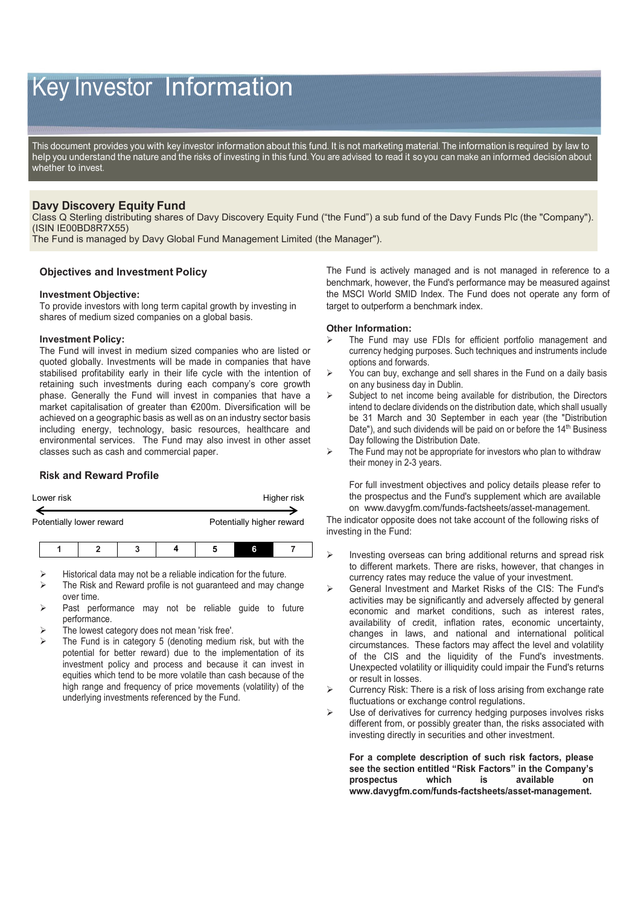# Key Investor Information

This document provides you with key investor information about this fund. It is not marketing material. The information is required by law to help you understand the nature and the risks of investing in this fund. You are advised to read it so you can make an informed decision about whether to invest.

## Davy Discovery Equity Fund

Class Q Sterling distributing shares of Davy Discovery Equity Fund ("the Fund") a sub fund of the Davy Funds Plc (the "Company"). (ISIN IE00BD8R7X55)

The Fund is managed by Davy Global Fund Management Limited (the Manager").

### Objectives and Investment Policy

**Investment Objective:**

To provide investors with long term capital growth by investing in shares of medium sized companies on a global basis.

**Investment Policy:**

The Fund will invest in medium sized companies who are listed or quoted globally. Investments will be made in companies that have stabilised profitability early in their life cycle with the intention of retaining such investments during each company's core growth phase. Generally the Fund will invest in companies that have a market capitalisation of greater than €200m. Diversification will be achieved on a geographic basis as well as on an industry sector basis including energy, technology, basic resources, healthcare and environmental services. The Fund may also invest in other asset classes such as cash and commercial paper.

The Fund is actively managed and is not managed in reference to a benchmark, however, the Fund's performance may be measured against the MSCI World SMID Index. The Fund does not operate any form of target to outperform a benchmark index.

**Other Information:**

- The Fund may use FDIs for efficient portfolio management and currency hedging purposes. Such techniques and instruments include options and forwards.
- You can buy, exchange and sell shares in the Fund on a daily basis on any business day in Dublin.
- Subject to net income being available for distribution, the Directors intend to declare dividends on the distribution date, which shall usually be 31 March and 30 September in each year (the "Distribution Date"), and such dividends will be paid on or before the 14th Business Day following the Distribution Date.
- The Fund may not be appropriate for investors who plan to withdraw their money in 2-3 years.

For full investment objectives and policy details please refer to the prospectus and the Fund's supplement which are available on www.davygfm.com/funds-factsheets/asset-management.

### Risk and Reward Profile

Lower risk ← → Higher risk

Potentially lower reward — Potentially higher reward

| 1 | 2 | 3 | 4 | 5 | **6** | 7 |
|---|---|---|---|---|---|---|

- Historical data may not be a reliable indication for the future.
- The Risk and Reward profile is not guaranteed and may change over time.
- Past performance may not be reliable guide to future performance.
- The lowest category does not mean 'risk free'.
- The Fund is in category 5 (denoting medium risk, but with the potential for better reward) due to the implementation of its investment policy and process and because it can invest in equities which tend to be more volatile than cash because of the high range and frequency of price movements (volatility) of the underlying investments referenced by the Fund.

The indicator opposite does not take account of the following risks of investing in the Fund:

- Investing overseas can bring additional returns and spread risk to different markets. There are risks, however, that changes in currency rates may reduce the value of your investment.
- General Investment and Market Risks of the CIS: The Fund's activities may be significantly and adversely affected by general economic and market conditions, such as interest rates, availability of credit, inflation rates, economic uncertainty, changes in laws, and national and international political circumstances. These factors may affect the level and volatility of the CIS and the liquidity of the Fund's investments. Unexpected volatility or illiquidity could impair the Fund's returns or result in losses.
- Currency Risk: There is a risk of loss arising from exchange rate fluctuations or exchange control regulations.
- Use of derivatives for currency hedging purposes involves risks different from, or possibly greater than, the risks associated with investing directly in securities and other investment.

**For a complete description of such risk factors, please see the section entitled "Risk Factors" in the Company's prospectus which is available on www.davygfm.com/funds-factsheets/asset-management.**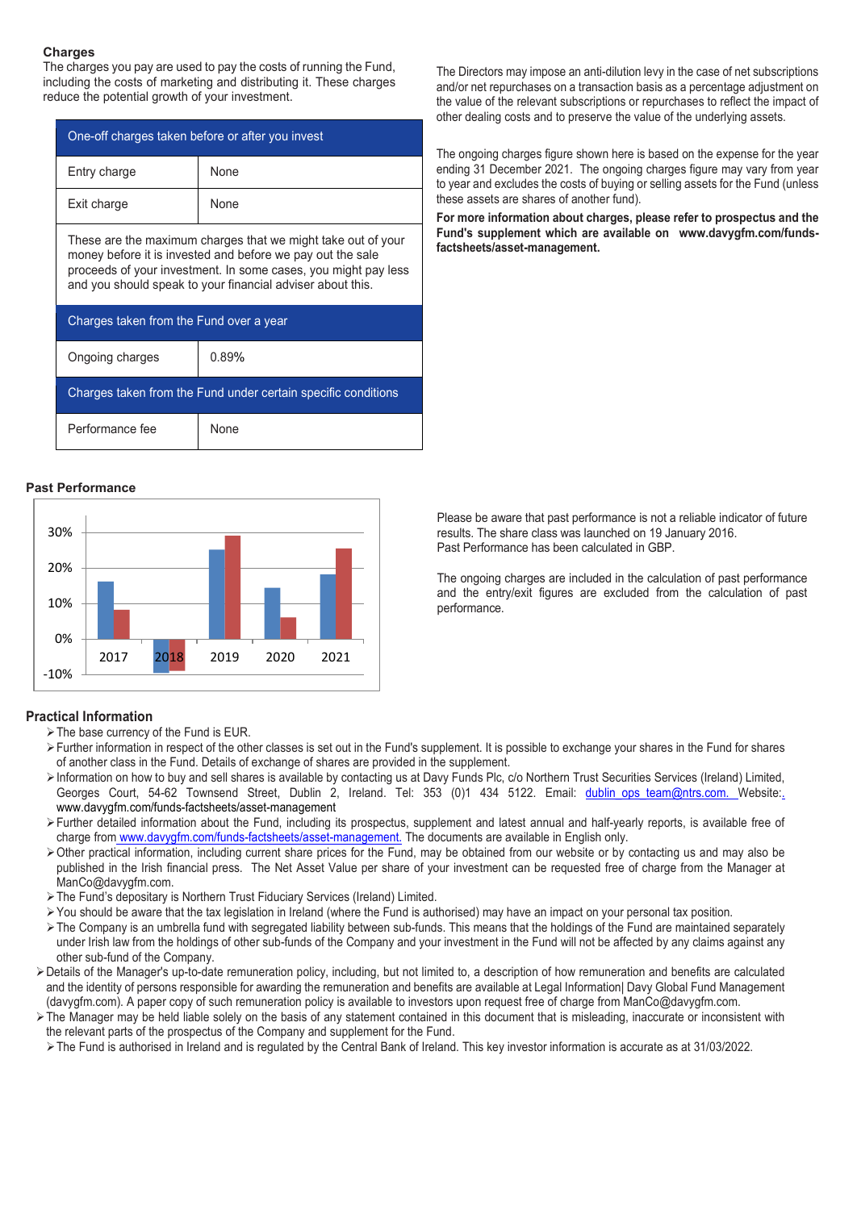## Charges

The charges you pay are used to pay the costs of running the Fund, including the costs of marketing and distributing it. These charges reduce the potential growth of your investment.

| One-off charges taken before or after you invest | |
|---|---|
| Entry charge | None |
| Exit charge | None |
| These are the maximum charges that we might take out of your money before it is invested and before we pay out the sale proceeds of your investment. In some cases, you might pay less and you should speak to your financial adviser about this. | |
| **Charges taken from the Fund over a year** | |
| Ongoing charges | 0.89% |
| **Charges taken from the Fund under certain specific conditions** | |
| Performance fee | None |

The Directors may impose an anti-dilution levy in the case of net subscriptions and/or net repurchases on a transaction basis as a percentage adjustment on the value of the relevant subscriptions or repurchases to reflect the impact of other dealing costs and to preserve the value of the underlying assets.

The ongoing charges figure shown here is based on the expense for the year ending 31 December 2021. The ongoing charges figure may vary from year to year and excludes the costs of buying or selling assets for the Fund (unless these assets are shares of another fund).

**For more information about charges, please refer to prospectus and the Fund's supplement which are available on www.davygfm.com/funds-factsheets/asset-management.**

## Past Performance

30%
20%
10%
0%
-10%
2017
2018
2019
2020
2021

Please be aware that past performance is not a reliable indicator of future results. The share class was launched on 19 January 2016.
Past Performance has been calculated in GBP.

The ongoing charges are included in the calculation of past performance and the entry/exit figures are excluded from the calculation of past performance.

## Practical Information

- The base currency of the Fund is EUR.
- Further information in respect of the other classes is set out in the Fund's supplement. It is possible to exchange your shares in the Fund for shares of another class in the Fund. Details of exchange of shares are provided in the supplement.
- Information on how to buy and sell shares is available by contacting us at Davy Funds Plc, c/o Northern Trust Securities Services (Ireland) Limited, Georges Court, 54-62 Townsend Street, Dublin 2, Ireland. Tel: 353 (0)1 434 5122. Email: dublin_ops_team@ntrs.com. Website: www.davygfm.com/funds-factsheets/asset-management
- Further detailed information about the Fund, including its prospectus, supplement and latest annual and half-yearly reports, is available free of charge from www.davygfm.com/funds-factsheets/asset-management. The documents are available in English only.
- Other practical information, including current share prices for the Fund, may be obtained from our website or by contacting us and may also be published in the Irish financial press. The Net Asset Value per share of your investment can be requested free of charge from the Manager at ManCo@davygfm.com.
- The Fund's depositary is Northern Trust Fiduciary Services (Ireland) Limited.
- You should be aware that the tax legislation in Ireland (where the Fund is authorised) may have an impact on your personal tax position.
- The Company is an umbrella fund with segregated liability between sub-funds. This means that the holdings of the Fund are maintained separately under Irish law from the holdings of other sub-funds of the Company and your investment in the Fund will not be affected by any claims against any other sub-fund of the Company.
- Details of the Manager's up-to-date remuneration policy, including, but not limited to, a description of how remuneration and benefits are calculated and the identity of persons responsible for awarding the remuneration and benefits are available at Legal Information| Davy Global Fund Management (davygfm.com). A paper copy of such remuneration policy is available to investors upon request free of charge from ManCo@davygfm.com.
- The Manager may be held liable solely on the basis of any statement contained in this document that is misleading, inaccurate or inconsistent with the relevant parts of the prospectus of the Company and supplement for the Fund.
- The Fund is authorised in Ireland and is regulated by the Central Bank of Ireland. This key investor information is accurate as at 31/03/2022.